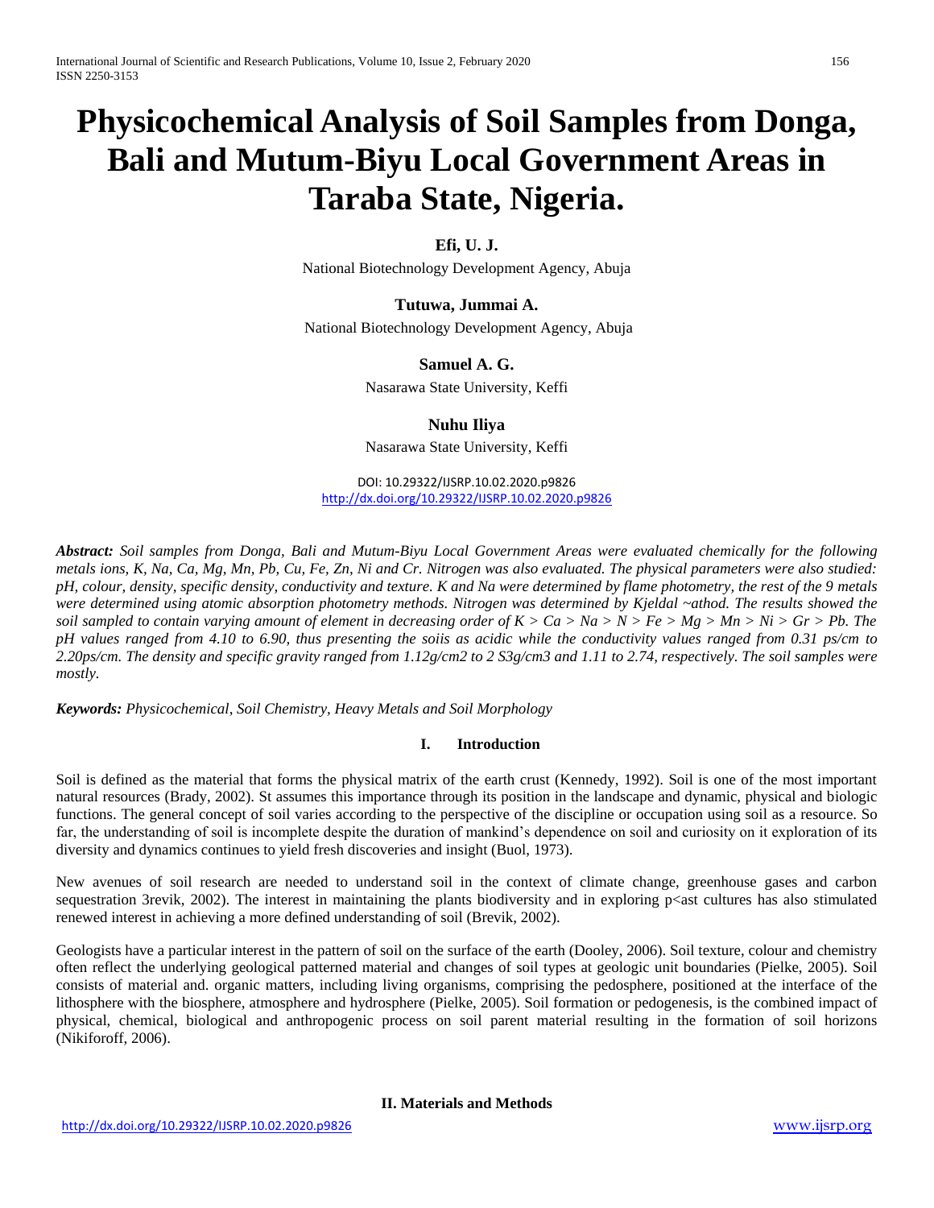# Physicochemical Analysis of Soil Samples from Donga, Bali and Mutum-Biyu Local Government Areas in Taraba State, Nigeria.

**Efi, U. J.**

National Biotechnology Development Agency, Abuja

**Tutuwa, Jummai A.**

National Biotechnology Development Agency, Abuja

**Samuel A. G.**

Nasarawa State University, Keffi

**Nuhu Iliya**

Nasarawa State University, Keffi

DOI: 10.29322/IJSRP.10.02.2020.p9826
http://dx.doi.org/10.29322/IJSRP.10.02.2020.p9826

***Abstract:*** *Soil samples from Donga, Bali and Mutum-Biyu Local Government Areas were evaluated chemically for the following metals ions, K, Na, Ca, Mg, Mn, Pb, Cu, Fe, Zn, Ni and Cr. Nitrogen was also evaluated. The physical parameters were also studied: pH, colour, density, specific density, conductivity and texture. K and Na were determined by flame photometry, the rest of the 9 metals were determined using atomic absorption photometry methods. Nitrogen was determined by Kjeldal ~athod. The results showed the soil sampled to contain varying amount of element in decreasing order of K > Ca > Na > N > Fe > Mg > Mn > Ni > Gr > Pb. The pH values ranged from 4.10 to 6.90, thus presenting the soiis as acidic while the conductivity values ranged from 0.31 ps/cm to 2.20ps/cm. The density and specific gravity ranged from 1.12g/cm2 to 2 S3g/cm3 and 1.11 to 2.74, respectively. The soil samples were mostly.*

***Keywords:*** *Physicochemical, Soil Chemistry, Heavy Metals and Soil Morphology*

## I. Introduction

Soil is defined as the material that forms the physical matrix of the earth crust (Kennedy, 1992). Soil is one of the most important natural resources (Brady, 2002). St assumes this importance through its position in the landscape and dynamic, physical and biologic functions. The general concept of soil varies according to the perspective of the discipline or occupation using soil as a resource. So far, the understanding of soil is incomplete despite the duration of mankind's dependence on soil and curiosity on it exploration of its diversity and dynamics continues to yield fresh discoveries and insight (Buol, 1973).

New avenues of soil research are needed to understand soil in the context of climate change, greenhouse gases and carbon sequestration 3revik, 2002). The interest in maintaining the plants biodiversity and in exploring p<ast cultures has also stimulated renewed interest in achieving a more defined understanding of soil (Brevik, 2002).

Geologists have a particular interest in the pattern of soil on the surface of the earth (Dooley, 2006). Soil texture, colour and chemistry often reflect the underlying geological patterned material and changes of soil types at geologic unit boundaries (Pielke, 2005). Soil consists of material and. organic matters, including living organisms, comprising the pedosphere, positioned at the interface of the lithosphere with the biosphere, atmosphere and hydrosphere (Pielke, 2005). Soil formation or pedogenesis, is the combined impact of physical, chemical, biological and anthropogenic process on soil parent material resulting in the formation of soil horizons (Nikiforoff, 2006).

## II. Materials and Methods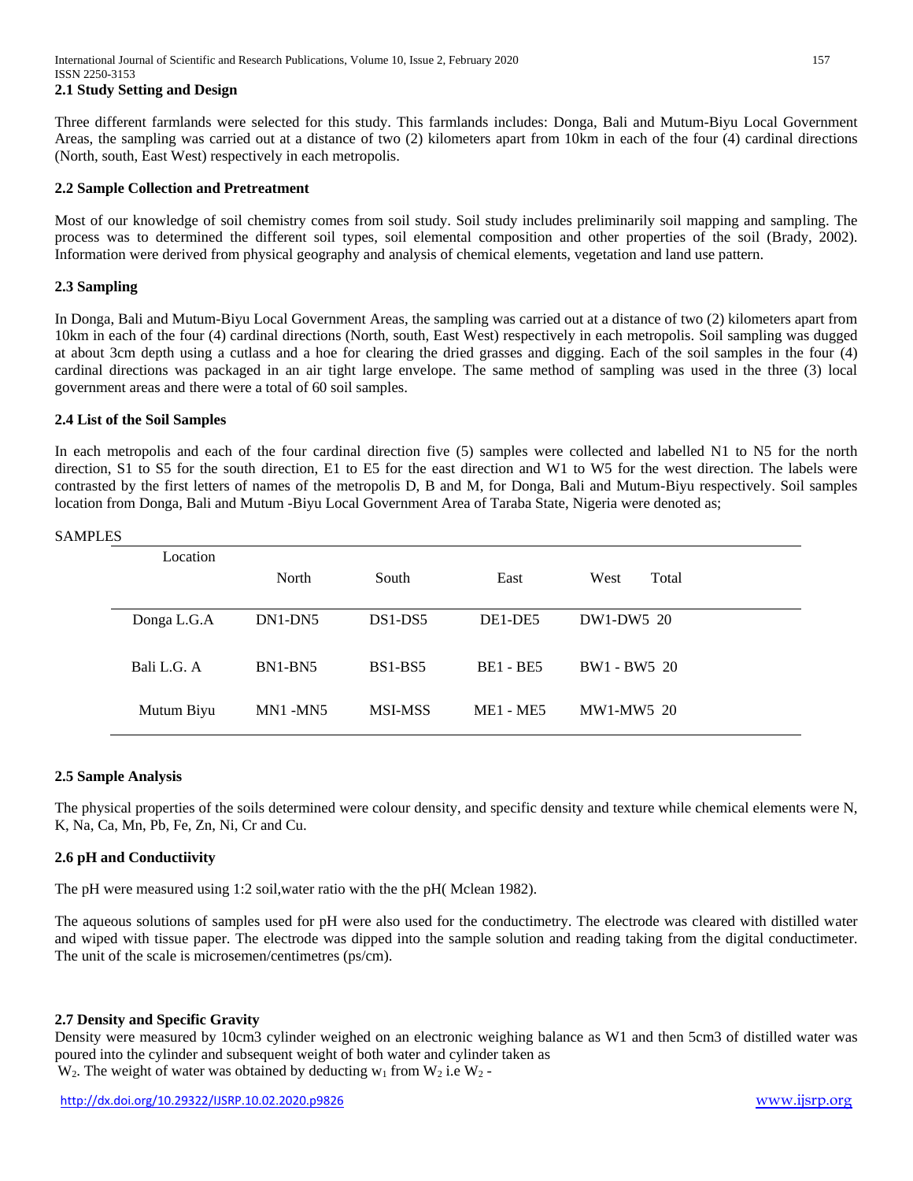### 2.1 Study Setting and Design

Three different farmlands were selected for this study. This farmlands includes: Donga, Bali and Mutum-Biyu Local Government Areas, the sampling was carried out at a distance of two (2) kilometers apart from 10km in each of the four (4) cardinal directions (North, south, East West) respectively in each metropolis.

### 2.2 Sample Collection and Pretreatment

Most of our knowledge of soil chemistry comes from soil study. Soil study includes preliminarily soil mapping and sampling. The process was to determined the different soil types, soil elemental composition and other properties of the soil (Brady, 2002). Information were derived from physical geography and analysis of chemical elements, vegetation and land use pattern.

### 2.3 Sampling

In Donga, Bali and Mutum-Biyu Local Government Areas, the sampling was carried out at a distance of two (2) kilometers apart from 10km in each of the four (4) cardinal directions (North, south, East West) respectively in each metropolis. Soil sampling was dugged at about 3cm depth using a cutlass and a hoe for clearing the dried grasses and digging. Each of the soil samples in the four (4) cardinal directions was packaged in an air tight large envelope. The same method of sampling was used in the three (3) local government areas and there were a total of 60 soil samples.

### 2.4 List of the Soil Samples

In each metropolis and each of the four cardinal direction five (5) samples were collected and labelled N1 to N5 for the north direction, S1 to S5 for the south direction, E1 to E5 for the east direction and W1 to W5 for the west direction. The labels were contrasted by the first letters of names of the metropolis D, B and M, for Donga, Bali and Mutum-Biyu respectively. Soil samples location from Donga, Bali and Mutum -Biyu Local Government Area of Taraba State, Nigeria were denoted as;

SAMPLES

| Location | North | South | East | West | Total |
|---|---|---|---|---|---|
| Donga L.G.A | DN1-DN5 | DS1-DS5 | DE1-DE5 | DW1-DW5 | 20 |
| Bali L.G. A | BN1-BN5 | BS1-BS5 | BE1 - BE5 | BW1 - BW5 | 20 |
| Mutum Biyu | MN1 -MN5 | MSI-MSS | ME1 - ME5 | MW1-MW5 | 20 |

### 2.5 Sample Analysis

The physical properties of the soils determined were colour density, and specific density and texture while chemical elements were N, K, Na, Ca, Mn, Pb, Fe, Zn, Ni, Cr and Cu.

### 2.6 pH and Conductiivity

The pH were measured using 1:2 soil,water ratio with the the pH( Mclean 1982).

The aqueous solutions of samples used for pH were also used for the conductimetry. The electrode was cleared with distilled water and wiped with tissue paper. The electrode was dipped into the sample solution and reading taking from the digital conductimeter. The unit of the scale is microsemen/centimetres (ps/cm).

### 2.7 Density and Specific Gravity

Density were measured by 10cm3 cylinder weighed on an electronic weighing balance as W1 and then 5cm3 of distilled water was poured into the cylinder and subsequent weight of both water and cylinder taken as

$W_2$. The weight of water was obtained by deducting $w_1$ from $W_2$ i.e $W_2$ -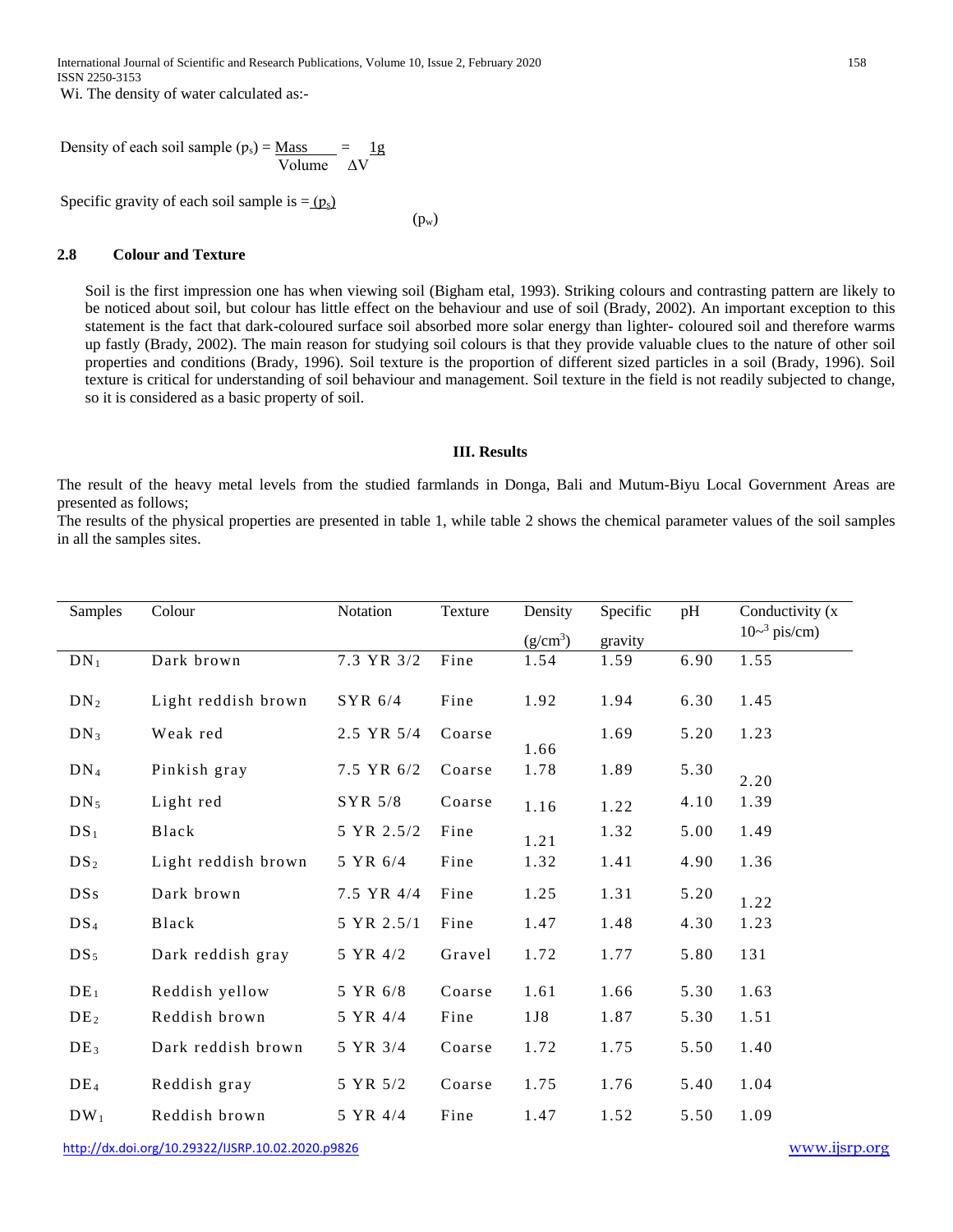Wi. The density of water calculated as:-

$$\text{Density of each soil sample } (p_s) = \frac{\text{Mass}}{\text{Volume}} = \frac{1g}{\Delta V}$$

$$\text{Specific gravity of each soil sample is} = \frac{(p_s)}{(p_w)}$$

### 2.8 Colour and Texture

Soil is the first impression one has when viewing soil (Bigham etal, 1993). Striking colours and contrasting pattern are likely to be noticed about soil, but colour has little effect on the behaviour and use of soil (Brady, 2002). An important exception to this statement is the fact that dark-coloured surface soil absorbed more solar energy than lighter- coloured soil and therefore warms up fastly (Brady, 2002). The main reason for studying soil colours is that they provide valuable clues to the nature of other soil properties and conditions (Brady, 1996). Soil texture is the proportion of different sized particles in a soil (Brady, 1996). Soil texture is critical for understanding of soil behaviour and management. Soil texture in the field is not readily subjected to change, so it is considered as a basic property of soil.

## III. Results

The result of the heavy metal levels from the studied farmlands in Donga, Bali and Mutum-Biyu Local Government Areas are presented as follows;

The results of the physical properties are presented in table 1, while table 2 shows the chemical parameter values of the soil samples in all the samples sites.

| Samples | Colour | Notation | Texture | Density ($g/cm^3$) | Specific gravity | pH | Conductivity (x $10^{-3}$ pis/cm) |
|---|---|---|---|---|---|---|---|
| $DN_1$ | Dark brown | 7.3 YR 3/2 | Fine | 1.54 | 1.59 | 6.90 | 1.55 |
| $DN_2$ | Light reddish brown | SYR 6/4 | Fine | 1.92 | 1.94 | 6.30 | 1.45 |
| $DN_3$ | Weak red | 2.5 YR 5/4 | Coarse | 1.66 | 1.69 | 5.20 | 1.23 |
| $DN_4$ | Pinkish gray | 7.5 YR 6/2 | Coarse | 1.78 | 1.89 | 5.30 | 2.20 |
| $DN_5$ | Light red | SYR 5/8 | Coarse | 1.16 | 1.22 | 4.10 | 1.39 |
| $DS_1$ | Black | 5 YR 2.5/2 | Fine | 1.21 | 1.32 | 5.00 | 1.49 |
| $DS_2$ | Light reddish brown | 5 YR 6/4 | Fine | 1.32 | 1.41 | 4.90 | 1.36 |
| DSs | Dark brown | 7.5 YR 4/4 | Fine | 1.25 | 1.31 | 5.20 | 1.22 |
| $DS_4$ | Black | 5 YR 2.5/1 | Fine | 1.47 | 1.48 | 4.30 | 1.23 |
| $DS_5$ | Dark reddish gray | 5 YR 4/2 | Gravel | 1.72 | 1.77 | 5.80 | 131 |
| $DE_1$ | Reddish yellow | 5 YR 6/8 | Coarse | 1.61 | 1.66 | 5.30 | 1.63 |
| $DE_2$ | Reddish brown | 5 YR 4/4 | Fine | 1J8 | 1.87 | 5.30 | 1.51 |
| $DE_3$ | Dark reddish brown | 5 YR 3/4 | Coarse | 1.72 | 1.75 | 5.50 | 1.40 |
| $DE_4$ | Reddish gray | 5 YR 5/2 | Coarse | 1.75 | 1.76 | 5.40 | 1.04 |
| $DW_1$ | Reddish brown | 5 YR 4/4 | Fine | 1.47 | 1.52 | 5.50 | 1.09 |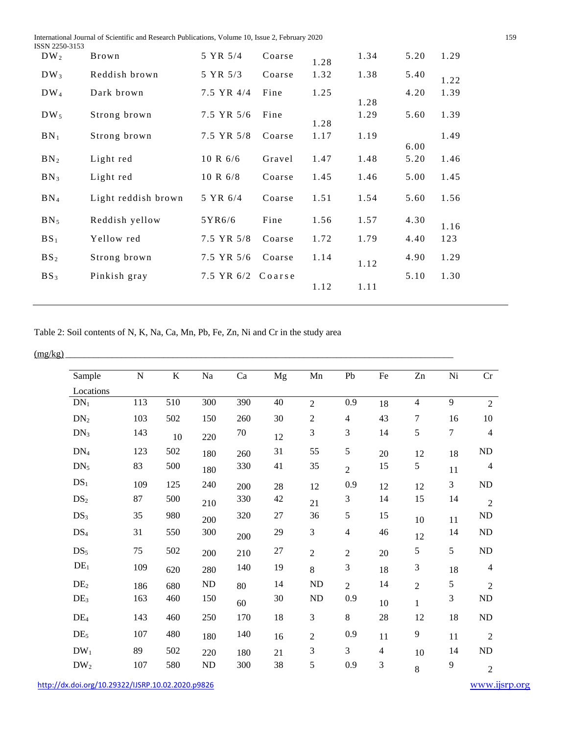| | | | | | | | |
|---|---|---|---|---|---|---|---|
| $DW_2$ | Brown | 5 YR 5/4 | Coarse | 1.28 | 1.34 | 5.20 | 1.29 |
| $DW_3$ | Reddish brown | 5 YR 5/3 | Coarse | 1.32 | 1.38 | 5.40 | 1.22 |
| $DW_4$ | Dark brown | 7.5 YR 4/4 | Fine | 1.25 | 1.28 | 4.20 | 1.39 |
| $DW_5$ | Strong brown | 7.5 YR 5/6 | Fine | 1.28 | 1.29 | 5.60 | 1.39 |
| $BN_1$ | Strong brown | 7.5 YR 5/8 | Coarse | 1.17 | 1.19 | 6.00 | 1.49 |
| $BN_2$ | Light red | 10 R 6/6 | Gravel | 1.47 | 1.48 | 5.20 | 1.46 |
| $BN_3$ | Light red | 10 R 6/8 | Coarse | 1.45 | 1.46 | 5.00 | 1.45 |
| $BN_4$ | Light reddish brown | 5 YR 6/4 | Coarse | 1.51 | 1.54 | 5.60 | 1.56 |
| $BN_5$ | Reddish yellow | 5YR6/6 | Fine | 1.56 | 1.57 | 4.30 | 1.16 |
| $BS_1$ | Yellow red | 7.5 YR 5/8 | Coarse | 1.72 | 1.79 | 4.40 | 123 |
| $BS_2$ | Strong brown | 7.5 YR 5/6 | Coarse | 1.14 | 1.12 | 4.90 | 1.29 |
| $BS_3$ | Pinkish gray | 7.5 YR 6/2 | Coarse | 1.12 | 1.11 | 5.10 | 1.30 |

Table 2: Soil contents of N, K, Na, Ca, Mn, Pb, Fe, Zn, Ni and Cr in the study area

(mg/kg)

| Sample Locations | N | K | Na | Ca | Mg | Mn | Pb | Fe | Zn | Ni | Cr |
|---|---|---|---|---|---|---|---|---|---|---|---|
| $DN_1$ | 113 | 510 | 300 | 390 | 40 | 2 | 0.9 | 18 | 4 | 9 | 2 |
| $DN_2$ | 103 | 502 | 150 | 260 | 30 | 2 | 4 | 43 | 7 | 16 | 10 |
| $DN_3$ | 143 | 10 | 220 | 70 | 12 | 3 | 3 | 14 | 5 | 7 | 4 |
| $DN_4$ | 123 | 502 | 180 | 260 | 31 | 55 | 5 | 20 | 12 | 18 | ND |
| $DN_5$ | 83 | 500 | 180 | 330 | 41 | 35 | 2 | 15 | 5 | 11 | 4 |
| $DS_1$ | 109 | 125 | 240 | 200 | 28 | 12 | 0.9 | 12 | 12 | 3 | ND |
| $DS_2$ | 87 | 500 | 210 | 330 | 42 | 21 | 3 | 14 | 15 | 14 | 2 |
| $DS_3$ | 35 | 980 | 200 | 320 | 27 | 36 | 5 | 15 | 10 | 11 | ND |
| $DS_4$ | 31 | 550 | 300 | 200 | 29 | 3 | 4 | 46 | 12 | 14 | ND |
| $DS_5$ | 75 | 502 | 200 | 210 | 27 | 2 | 2 | 20 | 5 | 5 | ND |
| $DE_1$ | 109 | 620 | 280 | 140 | 19 | 8 | 3 | 18 | 3 | 18 | 4 |
| $DE_2$ | 186 | 680 | ND | 80 | 14 | ND | 2 | 14 | 2 | 5 | 2 |
| $DE_3$ | 163 | 460 | 150 | 60 | 30 | ND | 0.9 | 10 | 1 | 3 | ND |
| $DE_4$ | 143 | 460 | 250 | 170 | 18 | 3 | 8 | 28 | 12 | 18 | ND |
| $DE_5$ | 107 | 480 | 180 | 140 | 16 | 2 | 0.9 | 11 | 9 | 11 | 2 |
| $DW_1$ | 89 | 502 | 220 | 180 | 21 | 3 | 3 | 4 | 10 | 14 | ND |
| $DW_2$ | 107 | 580 | ND | 300 | 38 | 5 | 0.9 | 3 | 8 | 9 | 2 |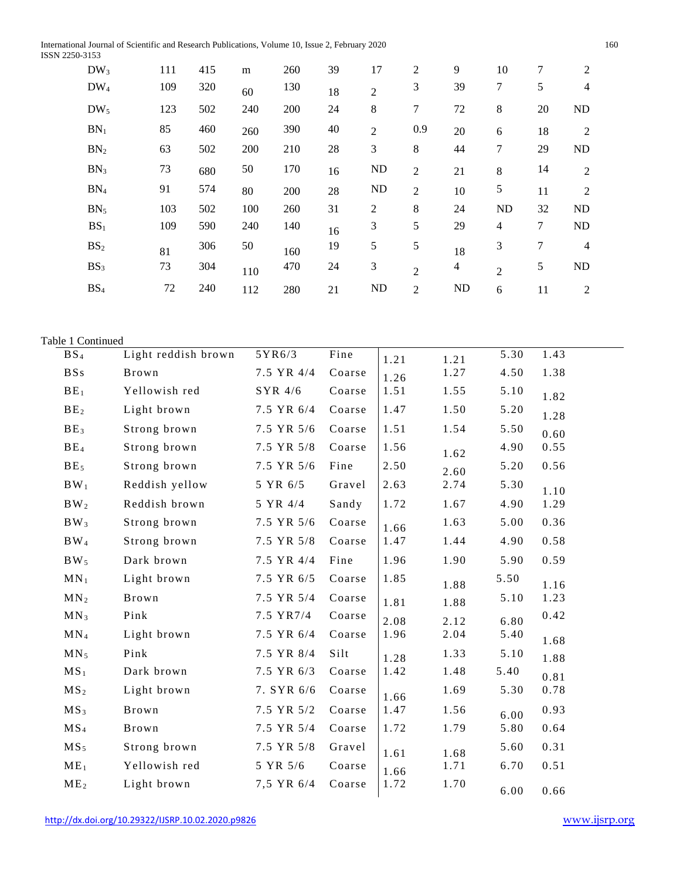| | | | | | | | | | | | |
|---|---|---|---|---|---|---|---|---|---|---|---|
| $DW_3$ | 111 | 415 | m | 260 | 39 | 17 | 2 | 9 | 10 | 7 | 2 |
| $DW_4$ | 109 | 320 | 60 | 130 | 18 | 2 | 3 | 39 | 7 | 5 | 4 |
| $DW_5$ | 123 | 502 | 240 | 200 | 24 | 8 | 7 | 72 | 8 | 20 | ND |
| $BN_1$ | 85 | 460 | 260 | 390 | 40 | 2 | 0.9 | 20 | 6 | 18 | 2 |
| $BN_2$ | 63 | 502 | 200 | 210 | 28 | 3 | 8 | 44 | 7 | 29 | ND |
| $BN_3$ | 73 | 680 | 50 | 170 | 16 | ND | 2 | 21 | 8 | 14 | 2 |
| $BN_4$ | 91 | 574 | 80 | 200 | 28 | ND | 2 | 10 | 5 | 11 | 2 |
| $BN_5$ | 103 | 502 | 100 | 260 | 31 | 2 | 8 | 24 | ND | 32 | ND |
| $BS_1$ | 109 | 590 | 240 | 140 | 16 | 3 | 5 | 29 | 4 | 7 | ND |
| $BS_2$ | 81 | 306 | 50 | 160 | 19 | 5 | 5 | 18 | 3 | 7 | 4 |
| $BS_3$ | 73 | 304 | 110 | 470 | 24 | 3 | 2 | 4 | 2 | 5 | ND |
| $BS_4$ | 72 | 240 | 112 | 280 | 21 | ND | 2 | ND | 6 | 11 | 2 |

Table 1 Continued

| | | | | | | | |
|---|---|---|---|---|---|---|---|
| $BS_4$ | Light reddish brown | 5YR6/3 | Fine | 1.21 | 1.21 | 5.30 | 1.43 |
| BSs | Brown | 7.5 YR 4/4 | Coarse | 1.26 | 1.27 | 4.50 | 1.38 |
| $BE_1$ | Yellowish red | SYR 4/6 | Coarse | 1.51 | 1.55 | 5.10 | 1.82 |
| $BE_2$ | Light brown | 7.5 YR 6/4 | Coarse | 1.47 | 1.50 | 5.20 | 1.28 |
| $BE_3$ | Strong brown | 7.5 YR 5/6 | Coarse | 1.51 | 1.54 | 5.50 | 0.60 |
| $BE_4$ | Strong brown | 7.5 YR 5/8 | Coarse | 1.56 | 1.62 | 4.90 | 0.55 |
| $BE_5$ | Strong brown | 7.5 YR 5/6 | Fine | 2.50 | 2.60 | 5.20 | 0.56 |
| $BW_1$ | Reddish yellow | 5 YR 6/5 | Gravel | 2.63 | 2.74 | 5.30 | 1.10 |
| $BW_2$ | Reddish brown | 5 YR 4/4 | Sandy | 1.72 | 1.67 | 4.90 | 1.29 |
| $BW_3$ | Strong brown | 7.5 YR 5/6 | Coarse | 1.66 | 1.63 | 5.00 | 0.36 |
| $BW_4$ | Strong brown | 7.5 YR 5/8 | Coarse | 1.47 | 1.44 | 4.90 | 0.58 |
| $BW_5$ | Dark brown | 7.5 YR 4/4 | Fine | 1.96 | 1.90 | 5.90 | 0.59 |
| $MN_1$ | Light brown | 7.5 YR 6/5 | Coarse | 1.85 | 1.88 | 5.50 | 1.16 |
| $MN_2$ | Brown | 7.5 YR 5/4 | Coarse | 1.81 | 1.88 | 5.10 | 1.23 |
| $MN_3$ | Pink | 7.5 YR7/4 | Coarse | 2.08 | 2.12 | 6.80 | 0.42 |
| $MN_4$ | Light brown | 7.5 YR 6/4 | Coarse | 1.96 | 2.04 | 5.40 | 1.68 |
| $MN_5$ | Pink | 7.5 YR 8/4 | Silt | 1.28 | 1.33 | 5.10 | 1.88 |
| $MS_1$ | Dark brown | 7.5 YR 6/3 | Coarse | 1.42 | 1.48 | 5.40 | 0.81 |
| $MS_2$ | Light brown | 7. SYR 6/6 | Coarse | 1.66 | 1.69 | 5.30 | 0.78 |
| $MS_3$ | Brown | 7.5 YR 5/2 | Coarse | 1.47 | 1.56 | 6.00 | 0.93 |
| $MS_4$ | Brown | 7.5 YR 5/4 | Coarse | 1.72 | 1.79 | 5.80 | 0.64 |
| $MS_5$ | Strong brown | 7.5 YR 5/8 | Gravel | 1.61 | 1.68 | 5.60 | 0.31 |
| $ME_1$ | Yellowish red | 5 YR 5/6 | Coarse | 1.66 | 1.71 | 6.70 | 0.51 |
| $ME_2$ | Light brown | 7,5 YR 6/4 | Coarse | 1.72 | 1.70 | 6.00 | 0.66 |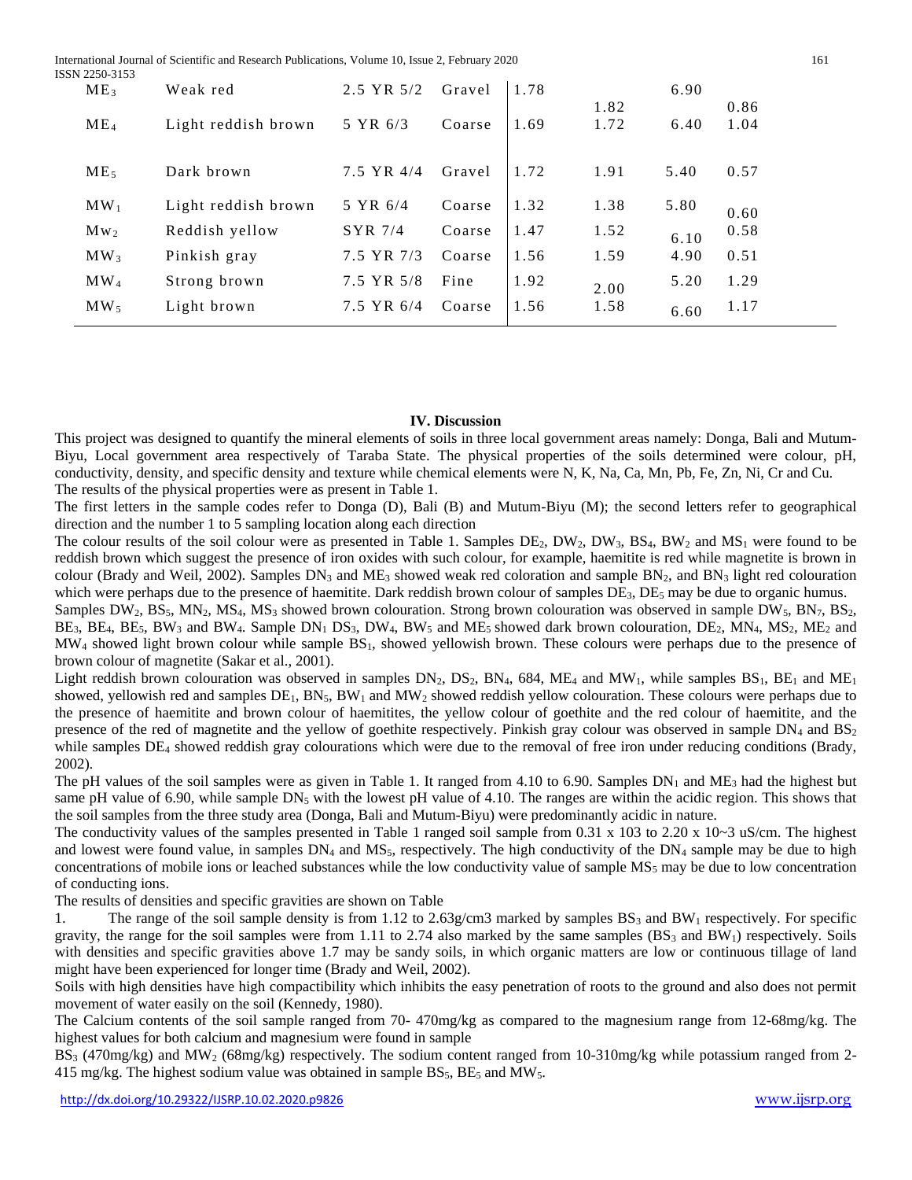| | | | | | | | |
|---|---|---|---|---|---|---|---|
| $ME_3$ | Weak red | 2.5 YR 5/2 | Gravel | 1.78 | 1.82 | 6.90 | 0.86 |
| $ME_4$ | Light reddish brown | 5 YR 6/3 | Coarse | 1.69 | 1.72 | 6.40 | 1.04 |
| $ME_5$ | Dark brown | 7.5 YR 4/4 | Gravel | 1.72 | 1.91 | 5.40 | 0.57 |
| $MW_1$ | Light reddish brown | 5 YR 6/4 | Coarse | 1.32 | 1.38 | 5.80 | 0.60 |
| $Mw_2$ | Reddish yellow | SYR 7/4 | Coarse | 1.47 | 1.52 | 6.10 | 0.58 |
| $MW_3$ | Pinkish gray | 7.5 YR 7/3 | Coarse | 1.56 | 1.59 | 4.90 | 0.51 |
| $MW_4$ | Strong brown | 7.5 YR 5/8 | Fine | 1.92 | 2.00 | 5.20 | 1.29 |
| $MW_5$ | Light brown | 7.5 YR 6/4 | Coarse | 1.56 | 1.58 | 6.60 | 1.17 |

## IV. Discussion

This project was designed to quantify the mineral elements of soils in three local government areas namely: Donga, Bali and Mutum-Biyu, Local government area respectively of Taraba State. The physical properties of the soils determined were colour, pH, conductivity, density, and specific density and texture while chemical elements were N, K, Na, Ca, Mn, Pb, Fe, Zn, Ni, Cr and Cu.
The results of the physical properties were as present in Table 1.

The first letters in the sample codes refer to Donga (D), Bali (B) and Mutum-Biyu (M); the second letters refer to geographical direction and the number 1 to 5 sampling location along each direction

The colour results of the soil colour were as presented in Table 1. Samples $DE_2$, $DW_2$, $DW_3$, $BS_4$, $BW_2$ and $MS_1$ were found to be reddish brown which suggest the presence of iron oxides with such colour, for example, haemitite is red while magnetite is brown in colour (Brady and Weil, 2002). Samples $DN_3$ and $ME_3$ showed weak red coloration and sample $BN_2$, and $BN_3$ light red colouration which were perhaps due to the presence of haemitite. Dark reddish brown colour of samples $DE_3$, $DE_5$ may be due to organic humus.

Samples $DW_2$, $BS_5$, $MN_2$, $MS_4$, $MS_3$ showed brown colouration. Strong brown colouration was observed in sample $DW_5$, $BN_7$, $BS_2$, $BE_3$, $BE_4$, $BE_5$, $BW_3$ and $BW_4$. Sample $DN_1$ $DS_3$, $DW_4$, $BW_5$ and $ME_5$ showed dark brown colouration, $DE_2$, $MN_4$, $MS_2$, $ME_2$ and $MW_4$ showed light brown colour while sample $BS_1$, showed yellowish brown. These colours were perhaps due to the presence of brown colour of magnetite (Sakar et al., 2001).

Light reddish brown colouration was observed in samples $DN_2$, $DS_2$, $BN_4$, 684, $ME_4$ and $MW_1$, while samples $BS_1$, $BE_1$ and $ME_1$ showed, yellowish red and samples $DE_1$, $BN_5$, $BW_1$ and $MW_2$ showed reddish yellow colouration. These colours were perhaps due to the presence of haemitite and brown colour of haemitites, the yellow colour of goethite and the red colour of haemitite, and the presence of the red of magnetite and the yellow of goethite respectively. Pinkish gray colour was observed in sample $DN_4$ and $BS_2$ while samples $DE_4$ showed reddish gray colourations which were due to the removal of free iron under reducing conditions (Brady, 2002).

The pH values of the soil samples were as given in Table 1. It ranged from 4.10 to 6.90. Samples $DN_1$ and $ME_3$ had the highest but same pH value of 6.90, while sample $DN_5$ with the lowest pH value of 4.10. The ranges are within the acidic region. This shows that the soil samples from the three study area (Donga, Bali and Mutum-Biyu) were predominantly acidic in nature.

The conductivity values of the samples presented in Table 1 ranged soil sample from 0.31 x 103 to 2.20 x 10~3 uS/cm. The highest and lowest were found value, in samples $DN_4$ and $MS_5$, respectively. The high conductivity of the $DN_4$ sample may be due to high concentrations of mobile ions or leached substances while the low conductivity value of sample $MS_5$ may be due to low concentration of conducting ions.

The results of densities and specific gravities are shown on Table

1. The range of the soil sample density is from 1.12 to 2.63g/cm3 marked by samples $BS_3$ and $BW_1$ respectively. For specific gravity, the range for the soil samples were from 1.11 to 2.74 also marked by the same samples ($BS_3$ and $BW_1$) respectively. Soils with densities and specific gravities above 1.7 may be sandy soils, in which organic matters are low or continuous tillage of land might have been experienced for longer time (Brady and Weil, 2002).

Soils with high densities have high compactibility which inhibits the easy penetration of roots to the ground and also does not permit movement of water easily on the soil (Kennedy, 1980).

The Calcium contents of the soil sample ranged from 70- 470mg/kg as compared to the magnesium range from 12-68mg/kg. The highest values for both calcium and magnesium were found in sample

$BS_3$ (470mg/kg) and $MW_2$ (68mg/kg) respectively. The sodium content ranged from 10-310mg/kg while potassium ranged from 2-415 mg/kg. The highest sodium value was obtained in sample $BS_5$, $BE_5$ and $MW_5$.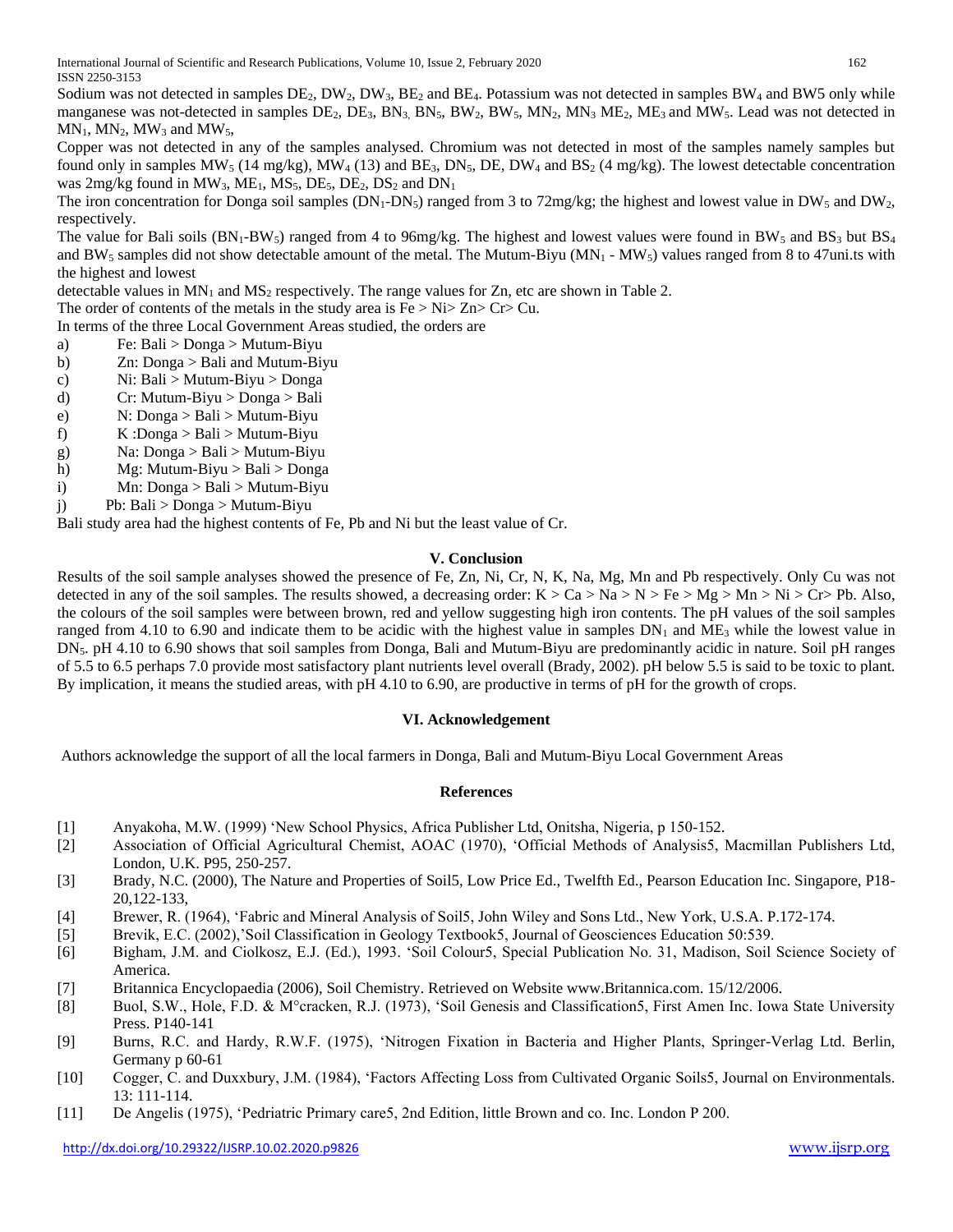Sodium was not detected in samples $DE_2$, $DW_2$, $DW_3$, $BE_2$ and $BE_4$. Potassium was not detected in samples $BW_4$ and BW5 only while manganese was not-detected in samples $DE_2$, $DE_3$, $BN_3$, $BN_5$, $BW_2$, $BW_5$, $MN_2$, $MN_3$ $ME_2$, $ME_3$ and $MW_5$. Lead was not detected in $MN_1$, $MN_2$, $MW_3$ and $MW_5$,

Copper was not detected in any of the samples analysed. Chromium was not detected in most of the samples namely samples but found only in samples $MW_5$ (14 mg/kg), $MW_4$ (13) and $BE_3$, $DN_5$, DE, $DW_4$ and $BS_2$ (4 mg/kg). The lowest detectable concentration was 2mg/kg found in $MW_3$, $ME_1$, $MS_5$, $DE_5$, $DE_2$, $DS_2$ and $DN_1$

The iron concentration for Donga soil samples ($DN_1$-$DN_5$) ranged from 3 to 72mg/kg; the highest and lowest value in $DW_5$ and $DW_2$, respectively.

The value for Bali soils ($BN_1$-$BW_5$) ranged from 4 to 96mg/kg. The highest and lowest values were found in $BW_5$ and $BS_3$ but $BS_4$ and $BW_5$ samples did not show detectable amount of the metal. The Mutum-Biyu ($MN_1$ - $MW_5$) values ranged from 8 to 47uni.ts with the highest and lowest

detectable values in $MN_1$ and $MS_2$ respectively. The range values for Zn, etc are shown in Table 2.

The order of contents of the metals in the study area is Fe > Ni> Zn> Cr> Cu.

In terms of the three Local Government Areas studied, the orders are

a) Fe: Bali > Donga > Mutum-Biyu
b) Zn: Donga > Bali and Mutum-Biyu
c) Ni: Bali > Mutum-Biyu > Donga
d) Cr: Mutum-Biyu > Donga > Bali
e) N: Donga > Bali > Mutum-Biyu
f) K :Donga > Bali > Mutum-Biyu
g) Na: Donga > Bali > Mutum-Biyu
h) Mg: Mutum-Biyu > Bali > Donga
i) Mn: Donga > Bali > Mutum-Biyu
j) Pb: Bali > Donga > Mutum-Biyu

Bali study area had the highest contents of Fe, Pb and Ni but the least value of Cr.

## V. Conclusion

Results of the soil sample analyses showed the presence of Fe, Zn, Ni, Cr, N, K, Na, Mg, Mn and Pb respectively. Only Cu was not detected in any of the soil samples. The results showed, a decreasing order: K > Ca > Na > N > Fe > Mg > Mn > Ni > Cr> Pb. Also, the colours of the soil samples were between brown, red and yellow suggesting high iron contents. The pH values of the soil samples ranged from 4.10 to 6.90 and indicate them to be acidic with the highest value in samples $DN_1$ and $ME_3$ while the lowest value in $DN_5$. pH 4.10 to 6.90 shows that soil samples from Donga, Bali and Mutum-Biyu are predominantly acidic in nature. Soil pH ranges of 5.5 to 6.5 perhaps 7.0 provide most satisfactory plant nutrients level overall (Brady, 2002). pH below 5.5 is said to be toxic to plant. By implication, it means the studied areas, with pH 4.10 to 6.90, are productive in terms of pH for the growth of crops.

## VI. Acknowledgement

Authors acknowledge the support of all the local farmers in Donga, Bali and Mutum-Biyu Local Government Areas

## References

[1] Anyakoha, M.W. (1999) 'New School Physics, Africa Publisher Ltd, Onitsha, Nigeria, p 150-152.

[2] Association of Official Agricultural Chemist, AOAC (1970), 'Official Methods of Analysis5, Macmillan Publishers Ltd, London, U.K. P95, 250-257.

[3] Brady, N.C. (2000), The Nature and Properties of Soil5, Low Price Ed., Twelfth Ed., Pearson Education Inc. Singapore, P18-20,122-133,

[4] Brewer, R. (1964), 'Fabric and Mineral Analysis of Soil5, John Wiley and Sons Ltd., New York, U.S.A. P.172-174.

[5] Brevik, E.C. (2002),'Soil Classification in Geology Textbook5, Journal of Geosciences Education 50:539.

[6] Bigham, J.M. and Ciolkosz, E.J. (Ed.), 1993. 'Soil Colour5, Special Publication No. 31, Madison, Soil Science Society of America.

[7] Britannica Encyclopaedia (2006), Soil Chemistry. Retrieved on Website www.Britannica.com. 15/12/2006.

[8] Buol, S.W., Hole, F.D. & M°cracken, R.J. (1973), 'Soil Genesis and Classification5, First Amen Inc. Iowa State University Press. P140-141

[9] Burns, R.C. and Hardy, R.W.F. (1975), 'Nitrogen Fixation in Bacteria and Higher Plants, Springer-Verlag Ltd. Berlin, Germany p 60-61

[10] Cogger, C. and Duxxbury, J.M. (1984), 'Factors Affecting Loss from Cultivated Organic Soils5, Journal on Environmentals. 13: 111-114.

[11] De Angelis (1975), 'Pedriatric Primary care5, 2nd Edition, little Brown and co. Inc. London P 200.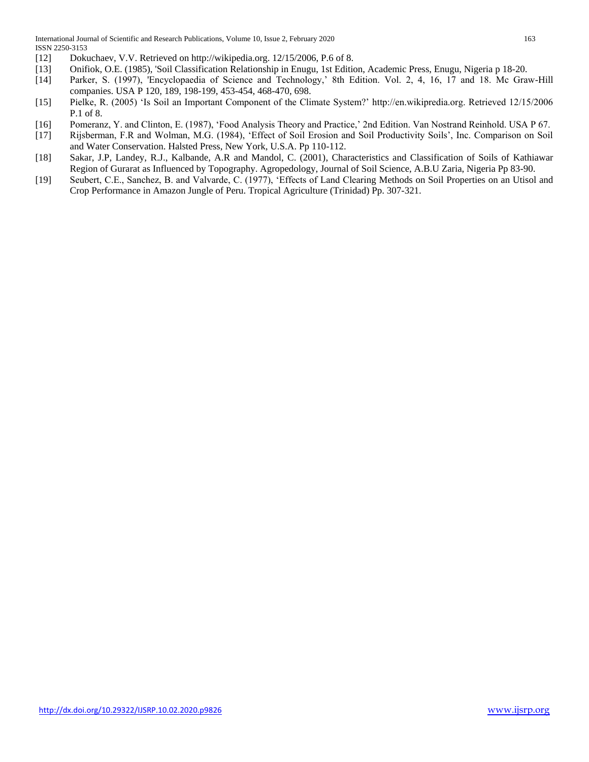[12] Dokuchaev, V.V. Retrieved on http://wikipedia.org. 12/15/2006, P.6 of 8.

[13] Onifiok, O.E. (1985), 'Soil Classification Relationship in Enugu, 1st Edition, Academic Press, Enugu, Nigeria p 18-20.

[14] Parker, S. (1997), 'Encyclopaedia of Science and Technology,' 8th Edition. Vol. 2, 4, 16, 17 and 18. Mc Graw-Hill companies. USA P 120, 189, 198-199, 453-454, 468-470, 698.

[15] Pielke, R. (2005) 'Is Soil an Important Component of the Climate System?' http://en.wikipredia.org. Retrieved 12/15/2006 P.1 of 8.

[16] Pomeranz, Y. and Clinton, E. (1987), 'Food Analysis Theory and Practice,' 2nd Edition. Van Nostrand Reinhold. USA P 67.

[17] Rijsberman, F.R and Wolman, M.G. (1984), 'Effect of Soil Erosion and Soil Productivity Soils', Inc. Comparison on Soil and Water Conservation. Halsted Press, New York, U.S.A. Pp 110-112.

[18] Sakar, J.P, Landey, R.J., Kalbande, A.R and Mandol, C. (2001), Characteristics and Classification of Soils of Kathiawar Region of Gurarat as Influenced by Topography. Agropedology, Journal of Soil Science, A.B.U Zaria, Nigeria Pp 83-90.

[19] Seubert, C.E., Sanchez, B. and Valvarde, C. (1977), 'Effects of Land Clearing Methods on Soil Properties on an Utisol and Crop Performance in Amazon Jungle of Peru. Tropical Agriculture (Trinidad) Pp. 307-321.